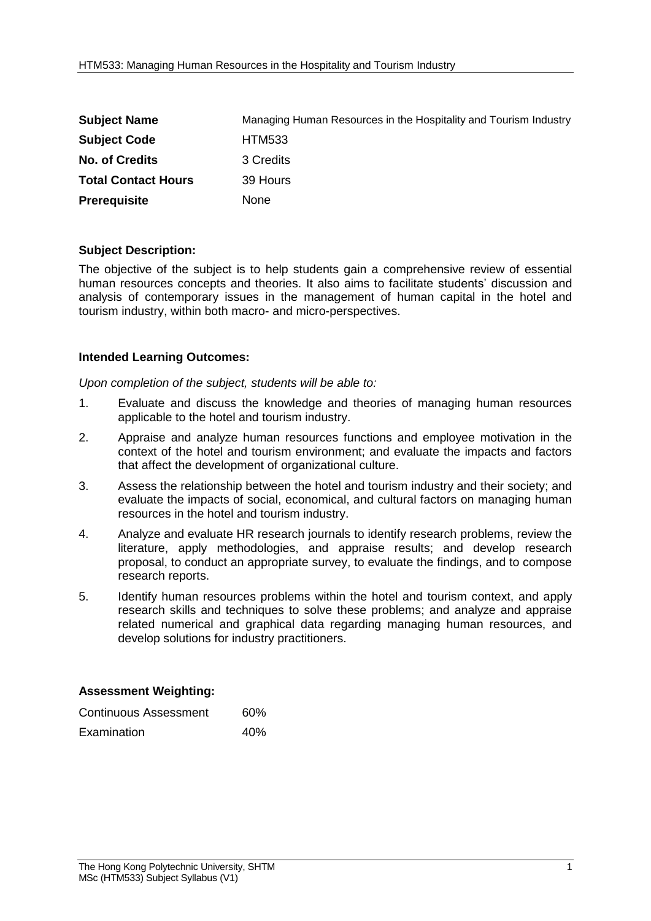| **Subject Name** | Managing Human Resources in the Hospitality and Tourism Industry |
|---|---|
| **Subject Code** | HTM533 |
| **No. of Credits** | 3 Credits |
| **Total Contact Hours** | 39 Hours |
| **Prerequisite** | None |

**Subject Description:**

The objective of the subject is to help students gain a comprehensive review of essential human resources concepts and theories. It also aims to facilitate students' discussion and analysis of contemporary issues in the management of human capital in the hotel and tourism industry, within both macro- and micro-perspectives.

**Intended Learning Outcomes:**

*Upon completion of the subject, students will be able to:*

1. Evaluate and discuss the knowledge and theories of managing human resources applicable to the hotel and tourism industry.
2. Appraise and analyze human resources functions and employee motivation in the context of the hotel and tourism environment; and evaluate the impacts and factors that affect the development of organizational culture.
3. Assess the relationship between the hotel and tourism industry and their society; and evaluate the impacts of social, economical, and cultural factors on managing human resources in the hotel and tourism industry.
4. Analyze and evaluate HR research journals to identify research problems, review the literature, apply methodologies, and appraise results; and develop research proposal, to conduct an appropriate survey, to evaluate the findings, and to compose research reports.
5. Identify human resources problems within the hotel and tourism context, and apply research skills and techniques to solve these problems; and analyze and appraise related numerical and graphical data regarding managing human resources, and develop solutions for industry practitioners.

**Assessment Weighting:**

| Continuous Assessment | 60% |
|---|---|
| Examination | 40% |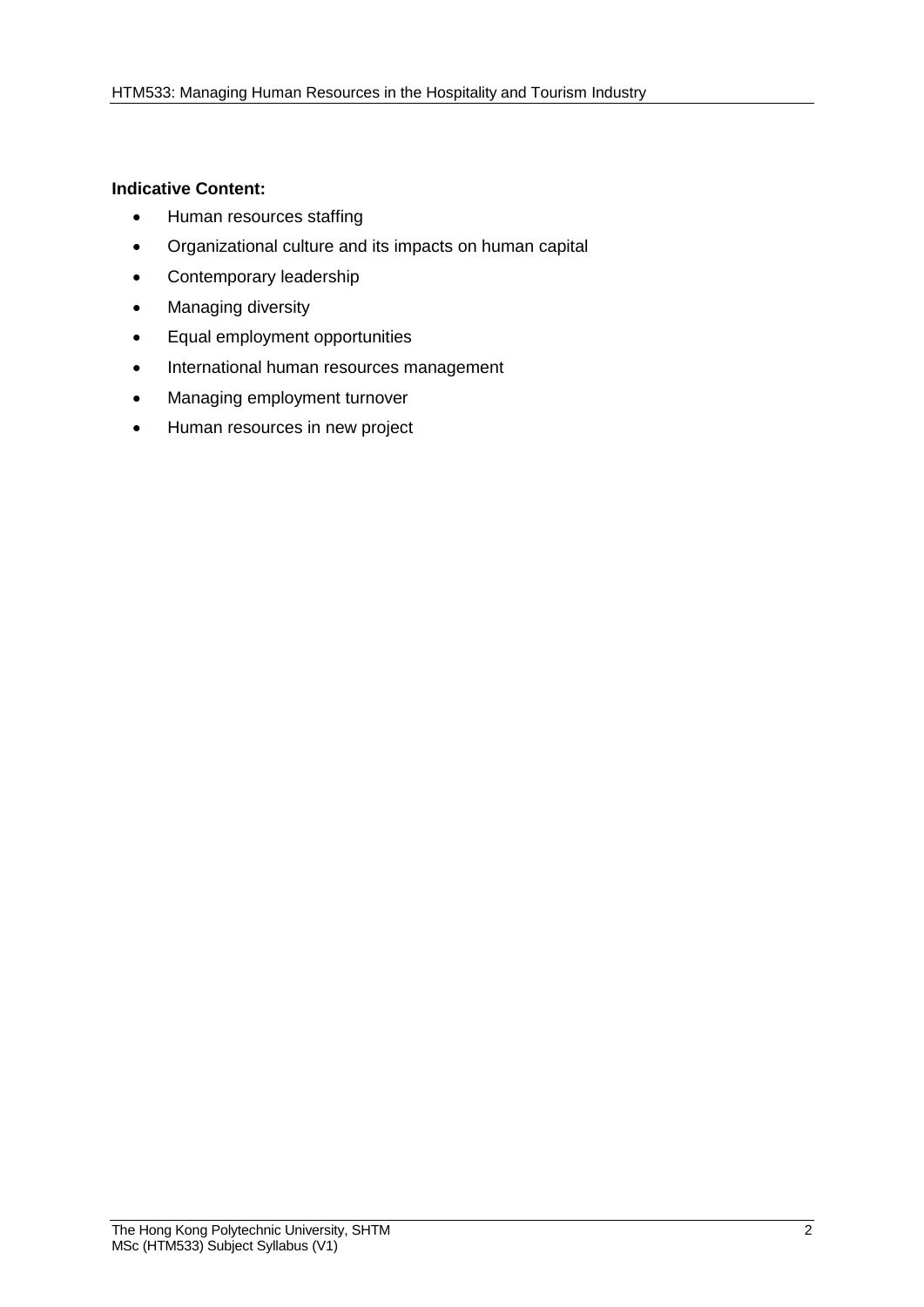**Indicative Content:**

- Human resources staffing
- Organizational culture and its impacts on human capital
- Contemporary leadership
- Managing diversity
- Equal employment opportunities
- International human resources management
- Managing employment turnover
- Human resources in new project